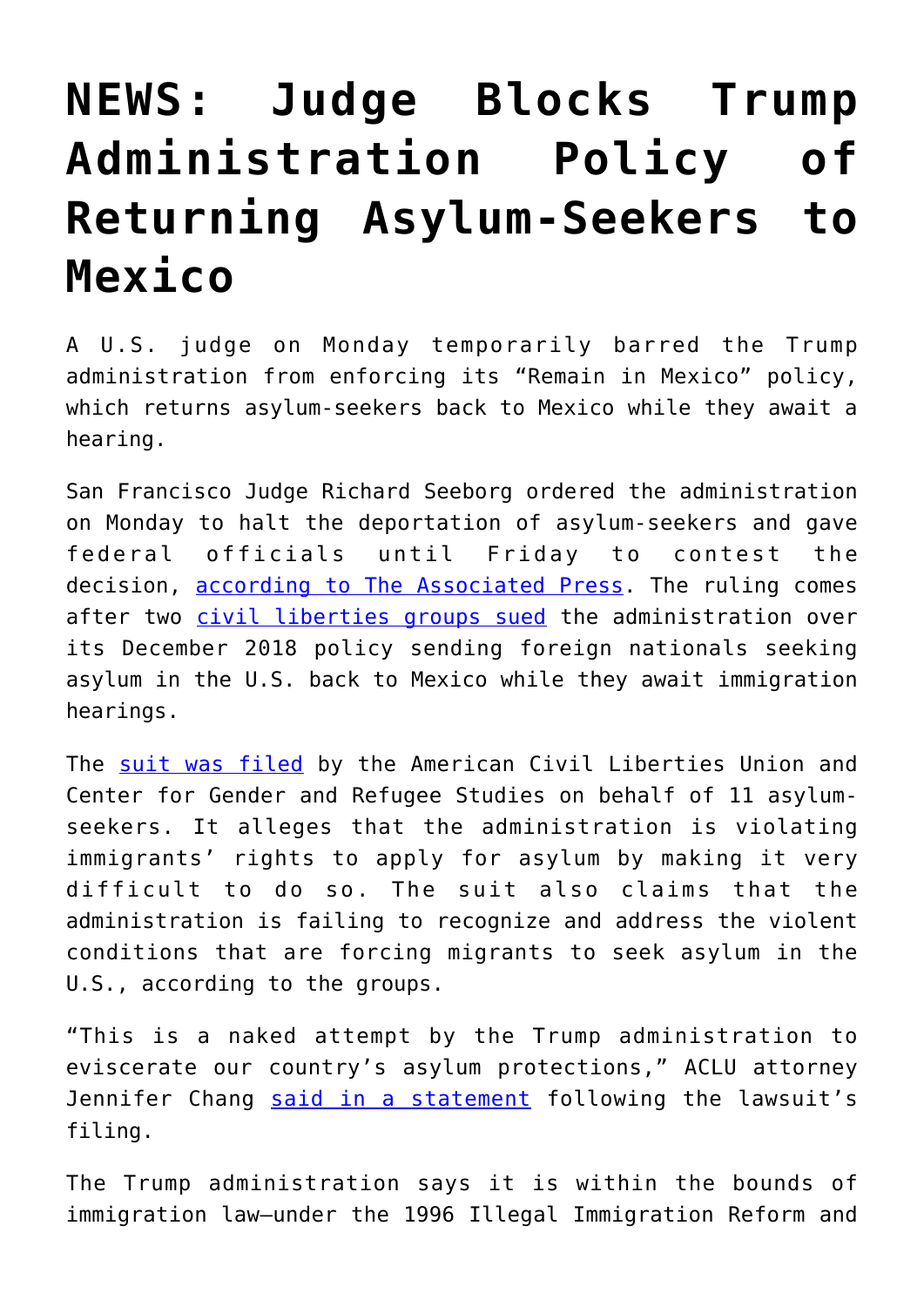# NEWS: Judge Blocks Trump Administration Policy of Returning Asylum-Seekers to Mexico

A U.S. judge on Monday temporarily barred the Trump administration from enforcing its "Remain in Mexico" policy, which returns asylum-seekers back to Mexico while they await a hearing.

San Francisco Judge Richard Seeborg ordered the administration on Monday to halt the deportation of asylum-seekers and gave federal officials until Friday to contest the decision, according to The Associated Press. The ruling comes after two civil liberties groups sued the administration over its December 2018 policy sending foreign nationals seeking asylum in the U.S. back to Mexico while they await immigration hearings.

The suit was filed by the American Civil Liberties Union and Center for Gender and Refugee Studies on behalf of 11 asylum-seekers. It alleges that the administration is violating immigrants' rights to apply for asylum by making it very difficult to do so. The suit also claims that the administration is failing to recognize and address the violent conditions that are forcing migrants to seek asylum in the U.S., according to the groups.

"This is a naked attempt by the Trump administration to eviscerate our country's asylum protections," ACLU attorney Jennifer Chang said in a statement following the lawsuit's filing.

The Trump administration says it is within the bounds of immigration law—under the 1996 Illegal Immigration Reform and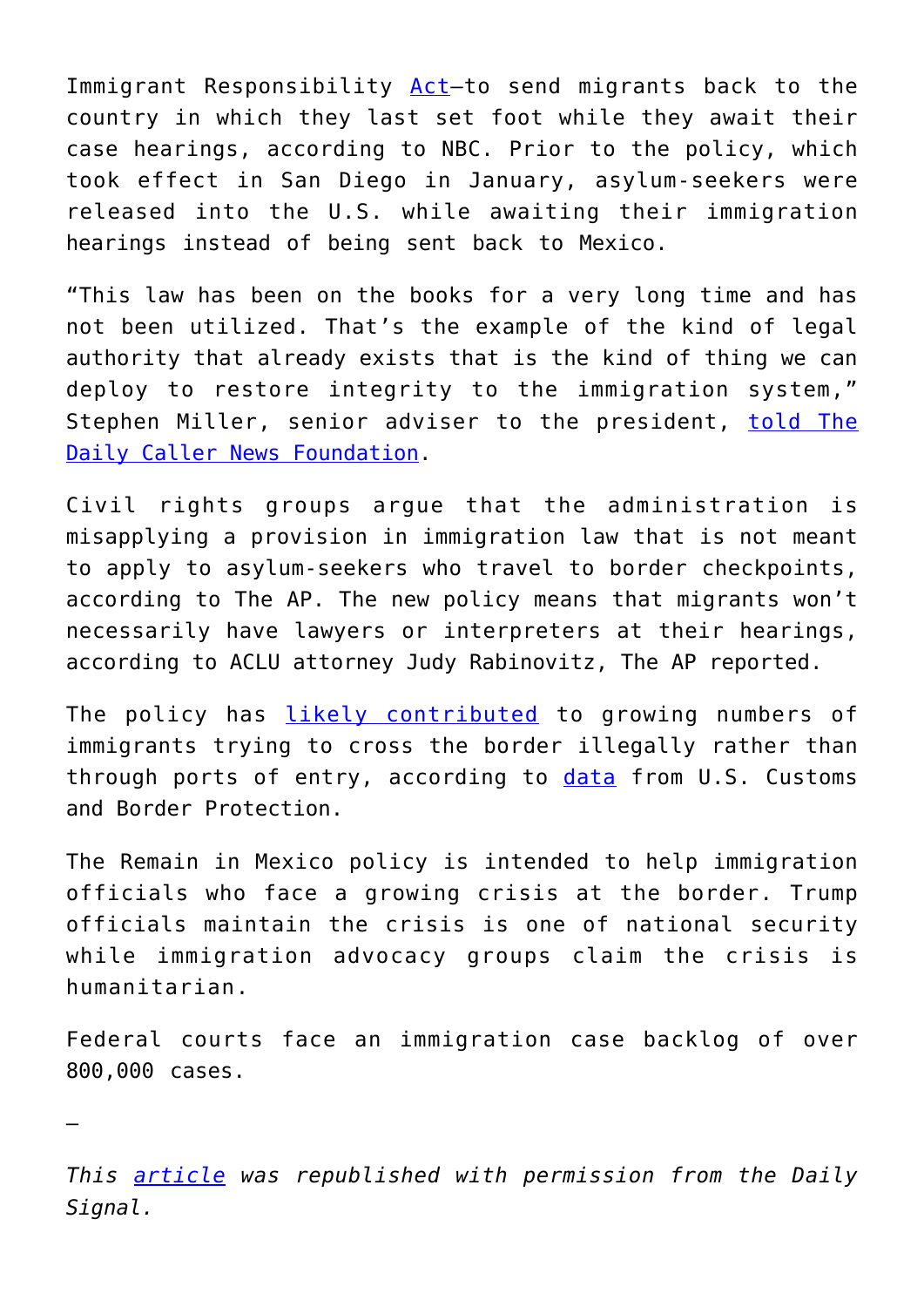Immigrant Responsibility Act—to send migrants back to the country in which they last set foot while they await their case hearings, according to NBC. Prior to the policy, which took effect in San Diego in January, asylum-seekers were released into the U.S. while awaiting their immigration hearings instead of being sent back to Mexico.

"This law has been on the books for a very long time and has not been utilized. That's the example of the kind of legal authority that already exists that is the kind of thing we can deploy to restore integrity to the immigration system," Stephen Miller, senior adviser to the president, told The Daily Caller News Foundation.

Civil rights groups argue that the administration is misapplying a provision in immigration law that is not meant to apply to asylum-seekers who travel to border checkpoints, according to The AP. The new policy means that migrants won't necessarily have lawyers or interpreters at their hearings, according to ACLU attorney Judy Rabinovitz, The AP reported.

The policy has likely contributed to growing numbers of immigrants trying to cross the border illegally rather than through ports of entry, according to data from U.S. Customs and Border Protection.

The Remain in Mexico policy is intended to help immigration officials who face a growing crisis at the border. Trump officials maintain the crisis is one of national security while immigration advocacy groups claim the crisis is humanitarian.

Federal courts face an immigration case backlog of over 800,000 cases.

—

*This article was republished with permission from the Daily Signal.*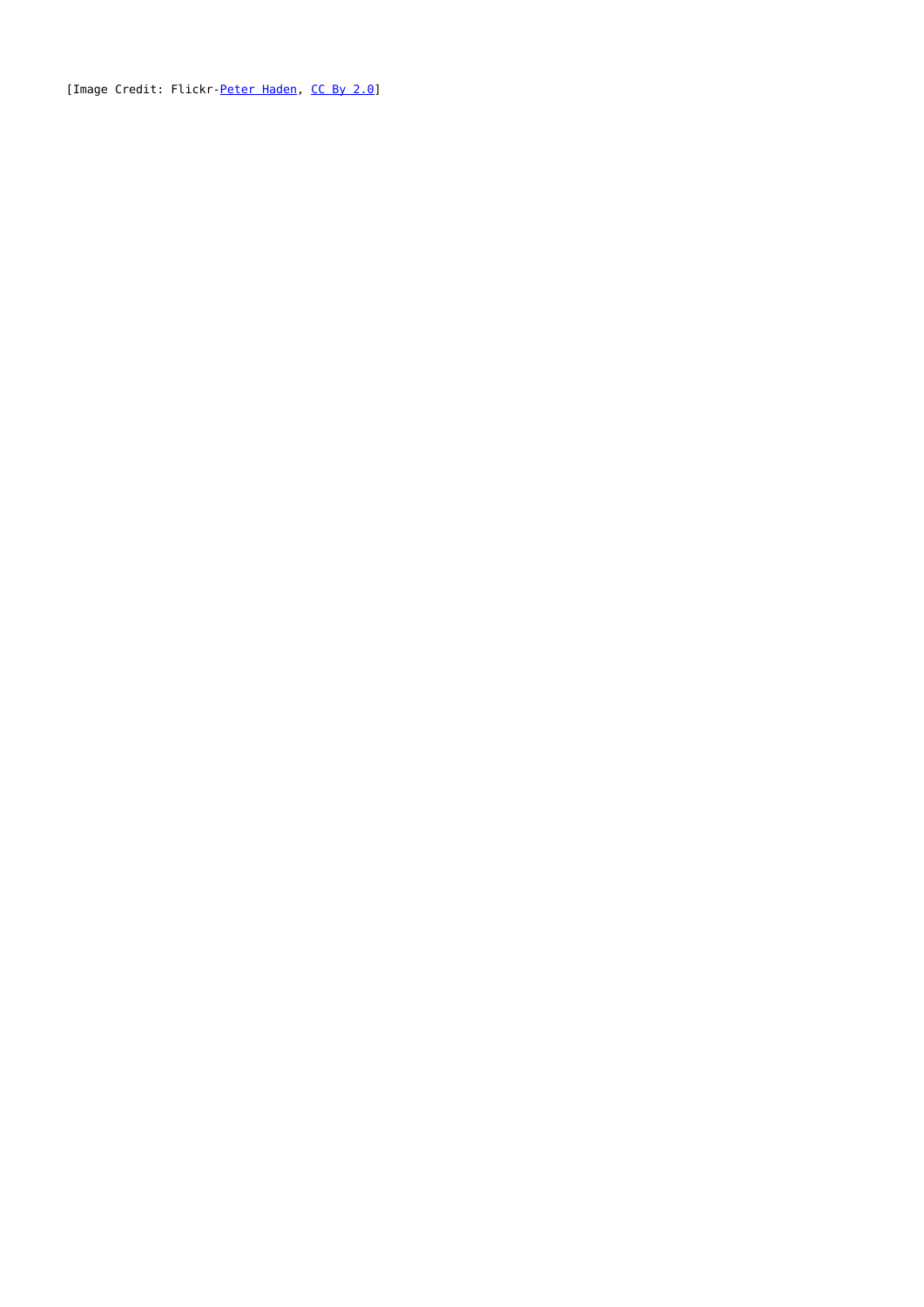[Image Credit: Flickr-Peter Haden, CC By 2.0]